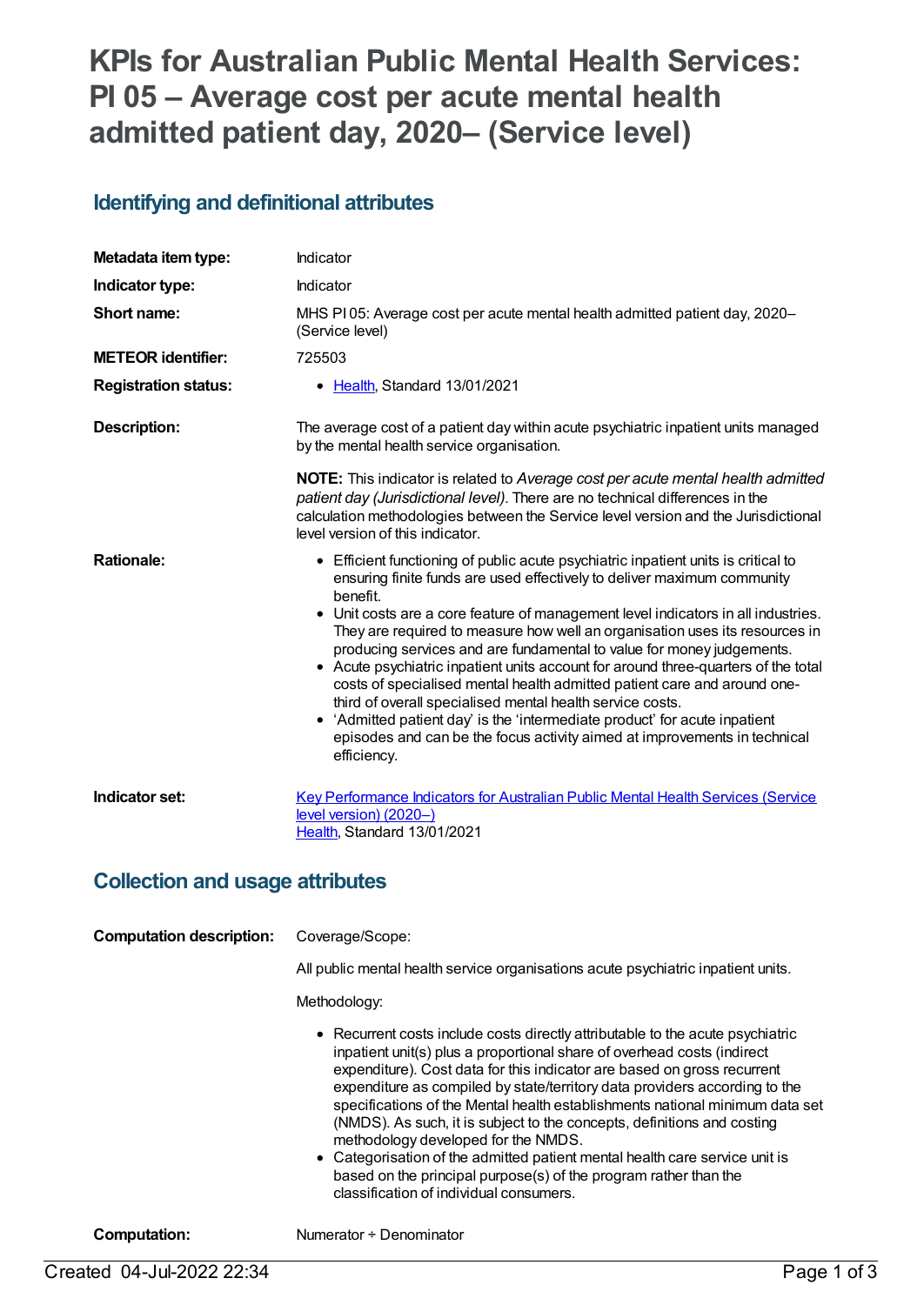# KPIs for Australian Public Mental Health Services: PI 05 – Average cost per acute mental health admitted patient day, 2020– (Service level)

## Identifying and definitional attributes

| | |
|---|---|
| **Metadata item type:** | Indicator |
| **Indicator type:** | Indicator |
| **Short name:** | MHS PI 05: Average cost per acute mental health admitted patient day, 2020– (Service level) |
| **METEOR identifier:** | 725503 |
| **Registration status:** | • Health, Standard 13/01/2021 |
| **Description:** | The average cost of a patient day within acute psychiatric inpatient units managed by the mental health service organisation.<br><br>**NOTE:** This indicator is related to *Average cost per acute mental health admitted patient day (Jurisdictional level)*. There are no technical differences in the calculation methodologies between the Service level version and the Jurisdictional level version of this indicator. |
| **Rationale:** | • Efficient functioning of public acute psychiatric inpatient units is critical to ensuring finite funds are used effectively to deliver maximum community benefit.<br>• Unit costs are a core feature of management level indicators in all industries. They are required to measure how well an organisation uses its resources in producing services and are fundamental to value for money judgements.<br>• Acute psychiatric inpatient units account for around three-quarters of the total costs of specialised mental health admitted patient care and around one-third of overall specialised mental health service costs.<br>• 'Admitted patient day' is the 'intermediate product' for acute inpatient episodes and can be the focus activity aimed at improvements in technical efficiency. |
| **Indicator set:** | Key Performance Indicators for Australian Public Mental Health Services (Service level version) (2020–)<br>Health, Standard 13/01/2021 |

## Collection and usage attributes

| | |
|---|---|
| **Computation description:** | Coverage/Scope:<br><br>All public mental health service organisations acute psychiatric inpatient units.<br><br>Methodology:<br><br>• Recurrent costs include costs directly attributable to the acute psychiatric inpatient unit(s) plus a proportional share of overhead costs (indirect expenditure). Cost data for this indicator are based on gross recurrent expenditure as compiled by state/territory data providers according to the specifications of the Mental health establishments national minimum data set (NMDS). As such, it is subject to the concepts, definitions and costing methodology developed for the NMDS.<br>• Categorisation of the admitted patient mental health care service unit is based on the principal purpose(s) of the program rather than the classification of individual consumers. |
| **Computation:** | Numerator ÷ Denominator |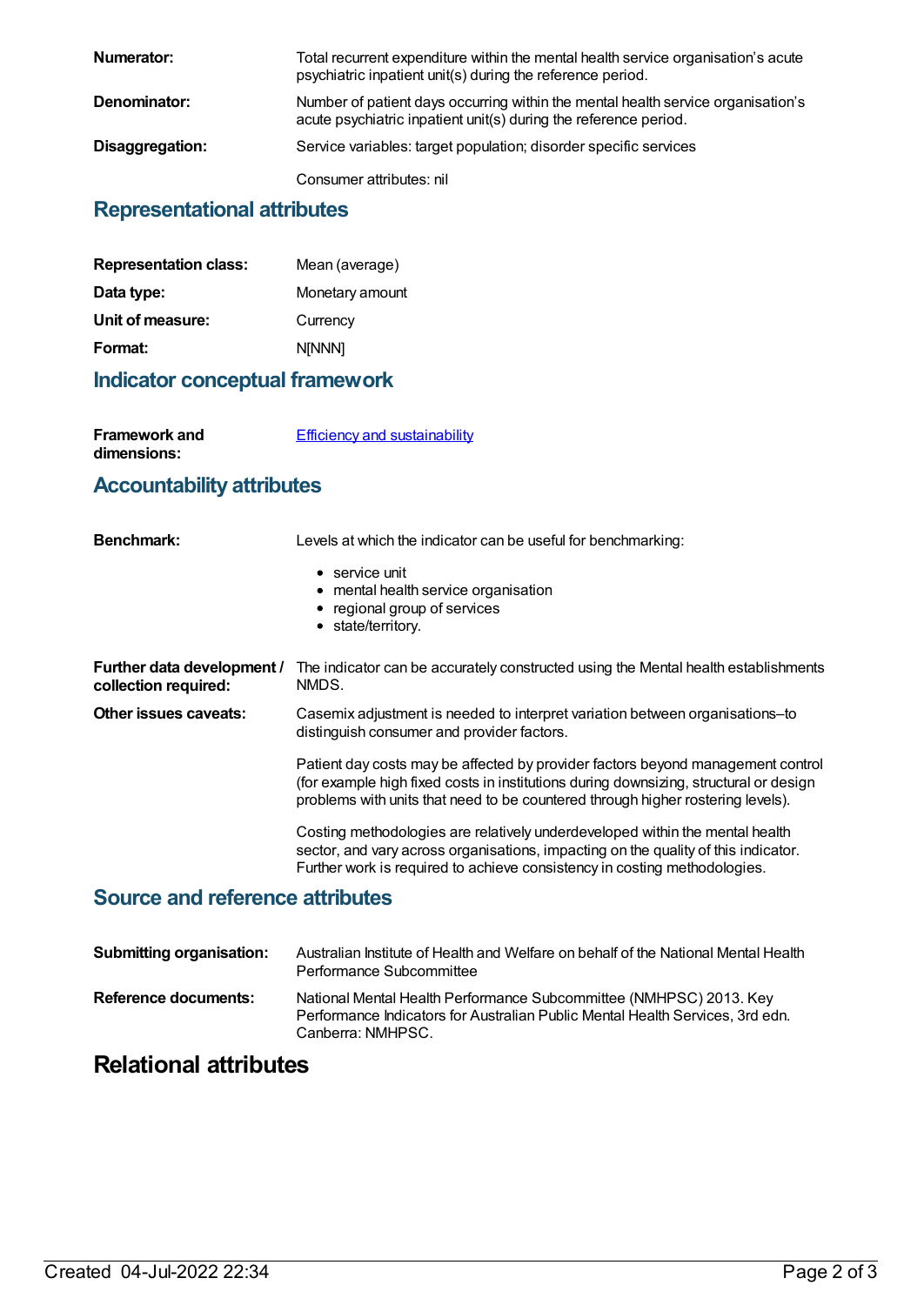**Numerator:** Total recurrent expenditure within the mental health service organisation's acute psychiatric inpatient unit(s) during the reference period.

**Denominator:** Number of patient days occurring within the mental health service organisation's acute psychiatric inpatient unit(s) during the reference period.

**Disaggregation:** Service variables: target population; disorder specific services

Consumer attributes: nil

## Representational attributes

**Representation class:** Mean (average)

**Data type:** Monetary amount

**Unit of measure:** Currency

**Format:** N[NNN]

## Indicator conceptual framework

**Framework and dimensions:** Efficiency and sustainability

## Accountability attributes

**Benchmark:** Levels at which the indicator can be useful for benchmarking:

- service unit
- mental health service organisation
- regional group of services
- state/territory.

**Further data development / collection required:** The indicator can be accurately constructed using the Mental health establishments NMDS.

**Other issues caveats:** Casemix adjustment is needed to interpret variation between organisations–to distinguish consumer and provider factors.

Patient day costs may be affected by provider factors beyond management control (for example high fixed costs in institutions during downsizing, structural or design problems with units that need to be countered through higher rostering levels).

Costing methodologies are relatively underdeveloped within the mental health sector, and vary across organisations, impacting on the quality of this indicator. Further work is required to achieve consistency in costing methodologies.

## Source and reference attributes

**Submitting organisation:** Australian Institute of Health and Welfare on behalf of the National Mental Health Performance Subcommittee

**Reference documents:** National Mental Health Performance Subcommittee (NMHPSC) 2013. Key Performance Indicators for Australian Public Mental Health Services, 3rd edn. Canberra: NMHPSC.

# Relational attributes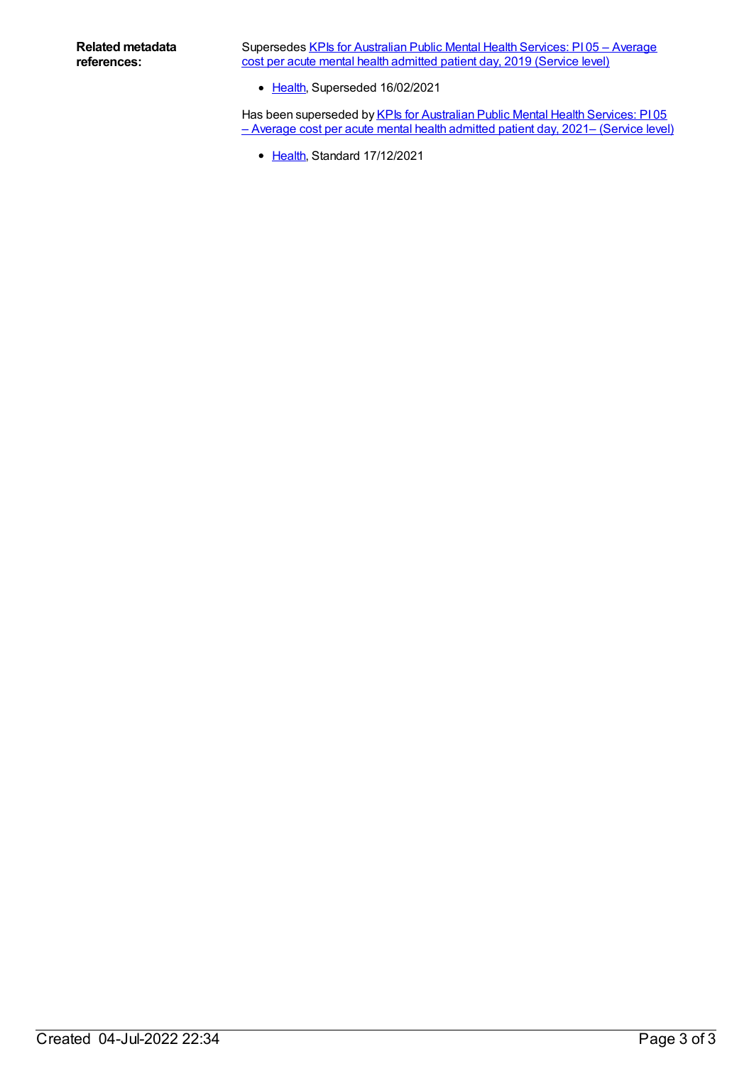**Related metadata references:**

Supersedes KPIs for Australian Public Mental Health Services: PI 05 – Average cost per acute mental health admitted patient day, 2019 (Service level)

- Health, Superseded 16/02/2021

Has been superseded by KPIs for Australian Public Mental Health Services: PI 05 – Average cost per acute mental health admitted patient day, 2021– (Service level)

- Health, Standard 17/12/2021